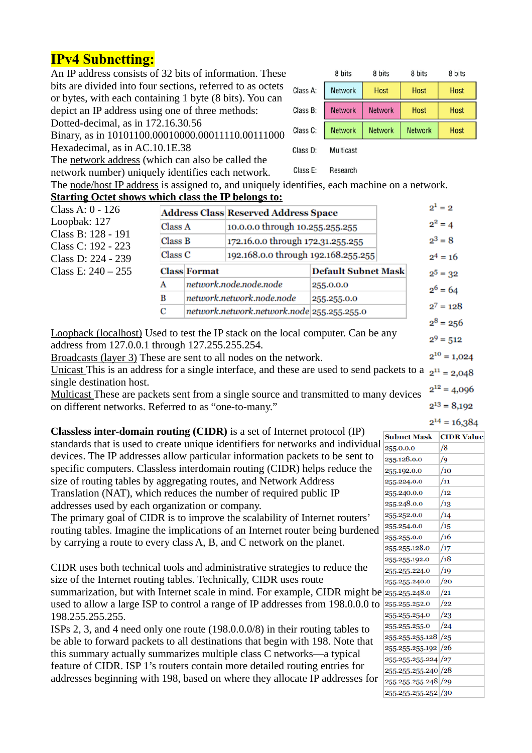# IPv4 Subnetting:

An IP address consists of 32 bits of information. These bits are divided into four sections, referred to as octets or bytes, with each containing 1 byte (8 bits). You can depict an IP address using one of three methods:
Dotted-decimal, as in 172.16.30.56
Binary, as in 10101100.00010000.00011110.00111000
Hexadecimal, as in AC.10.1E.38
The network address (which can also be called the network number) uniquely identifies each network.
The node/host IP address is assigned to, and uniquely identifies, each machine on a network.

| | 8 bits | 8 bits | 8 bits | 8 bits |
|---|---|---|---|---|
| Class A: | Network | Host | Host | Host |
| Class B: | Network | Network | Host | Host |
| Class C: | Network | Network | Network | Host |
| Class D: | Multicast | | | |
| Class E: | Research | | | |

**Starting Octet shows which class the IP belongs to:**

Class A: 0 - 126
Loopbak: 127
Class B: 128 - 191
Class C: 192 - 223
Class D: 224 - 239
Class E: 240 – 255

| Address Class | Reserved Address Space |
|---|---|
| Class A | 10.0.0.0 through 10.255.255.255 |
| Class B | 172.16.0.0 through 172.31.255.255 |
| Class C | 192.168.0.0 through 192.168.255.255 |

| Class | Format | Default Subnet Mask |
|---|---|---|
| A | *network.node.node.node* | 255.0.0.0 |
| B | *network.network.node.node* | 255.255.0.0 |
| C | *network.network.network.node* | 255.255.255.0 |

$2^1 = 2$
$2^2 = 4$
$2^3 = 8$
$2^4 = 16$
$2^5 = 32$
$2^6 = 64$
$2^7 = 128$
$2^8 = 256$
$2^9 = 512$
$2^{10} = 1{,}024$
$2^{11} = 2{,}048$
$2^{12} = 4{,}096$
$2^{13} = 8{,}192$
$2^{14} = 16{,}384$

Loopback (localhost) Used to test the IP stack on the local computer. Can be any address from 127.0.0.1 through 127.255.255.254.
Broadcasts (layer 3) These are sent to all nodes on the network.
Unicast This is an address for a single interface, and these are used to send packets to a single destination host.
Multicast These are packets sent from a single source and transmitted to many devices on different networks. Referred to as “one-to-many.”

**Classless inter-domain routing (CIDR)** is a set of Internet protocol (IP) standards that is used to create unique identifiers for networks and individual devices. The IP addresses allow particular information packets to be sent to specific computers. Classless interdomain routing (CIDR) helps reduce the size of routing tables by aggregating routes, and Network Address Translation (NAT), which reduces the number of required public IP addresses used by each organization or company.
The primary goal of CIDR is to improve the scalability of Internet routers’ routing tables. Imagine the implications of an Internet router being burdened by carrying a route to every class A, B, and C network on the planet.

CIDR uses both technical tools and administrative strategies to reduce the size of the Internet routing tables. Technically, CIDR uses route summarization, but with Internet scale in mind. For example, CIDR might be used to allow a large ISP to control a range of IP addresses from 198.0.0.0 to 198.255.255.255.
ISPs 2, 3, and 4 need only one route (198.0.0.0/8) in their routing tables to be able to forward packets to all destinations that begin with 198. Note that this summary actually summarizes multiple class C networks—a typical feature of CIDR. ISP 1’s routers contain more detailed routing entries for addresses beginning with 198, based on where they allocate IP addresses for

| Subnet Mask | CIDR Value |
|---|---|
| 255.0.0.0 | /8 |
| 255.128.0.0 | /9 |
| 255.192.0.0 | /10 |
| 255.224.0.0 | /11 |
| 255.240.0.0 | /12 |
| 255.248.0.0 | /13 |
| 255.252.0.0 | /14 |
| 255.254.0.0 | /15 |
| 255.255.0.0 | /16 |
| 255.255.128.0 | /17 |
| 255.255.192.0 | /18 |
| 255.255.224.0 | /19 |
| 255.255.240.0 | /20 |
| 255.255.248.0 | /21 |
| 255.255.252.0 | /22 |
| 255.255.254.0 | /23 |
| 255.255.255.0 | /24 |
| 255.255.255.128 | /25 |
| 255.255.255.192 | /26 |
| 255.255.255.224 | /27 |
| 255.255.255.240 | /28 |
| 255.255.255.248 | /29 |
| 255.255.255.252 | /30 |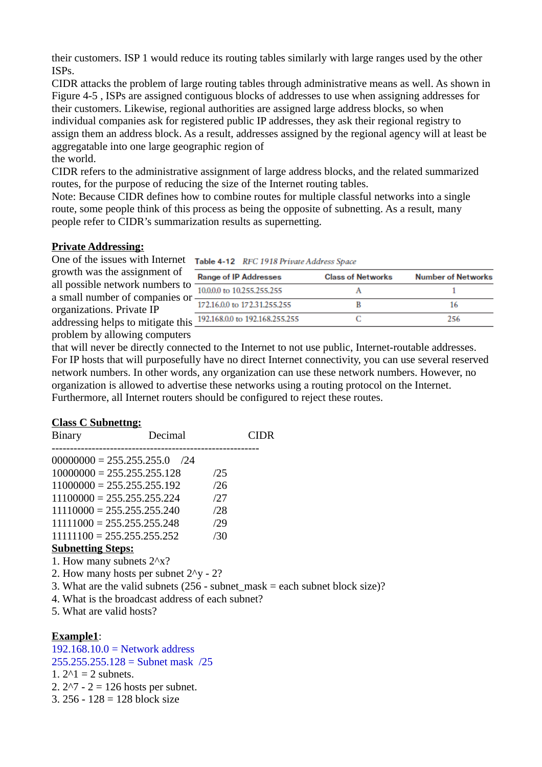their customers. ISP 1 would reduce its routing tables similarly with large ranges used by the other ISPs.

CIDR attacks the problem of large routing tables through administrative means as well. As shown in Figure 4-5 , ISPs are assigned contiguous blocks of addresses to use when assigning addresses for their customers. Likewise, regional authorities are assigned large address blocks, so when individual companies ask for registered public IP addresses, they ask their regional registry to assign them an address block. As a result, addresses assigned by the regional agency will at least be aggregatable into one large geographic region of the world.

CIDR refers to the administrative assignment of large address blocks, and the related summarized routes, for the purpose of reducing the size of the Internet routing tables.

Note: Because CIDR defines how to combine routes for multiple classful networks into a single route, some people think of this process as being the opposite of subnetting. As a result, many people refer to CIDR's summarization results as supernetting.

**Private Addressing:**

One of the issues with Internet growth was the assignment of all possible network numbers to a small number of companies or organizations. Private IP addressing helps to mitigate this problem by allowing computers that will never be directly connected to the Internet to not use public, Internet-routable addresses. For IP hosts that will purposefully have no direct Internet connectivity, you can use several reserved network numbers. In other words, any organization can use these network numbers. However, no organization is allowed to advertise these networks using a routing protocol on the Internet. Furthermore, all Internet routers should be configured to reject these routes.

**Table 4-12** *RFC 1918 Private Address Space*

| Range of IP Addresses | Class of Networks | Number of Networks |
|---|---|---|
| 10.0.0.0 to 10.255.255.255 | A | 1 |
| 172.16.0.0 to 172.31.255.255 | B | 16 |
| 192.168.0.0 to 192.168.255.255 | C | 256 |

**Class C Subnettng:**

| Binary | Decimal | CIDR |
|---|---|---|
| 00000000 | = 255.255.255.0 | /24 |
| 10000000 | = 255.255.255.128 | /25 |
| 11000000 | = 255.255.255.192 | /26 |
| 11100000 | = 255.255.255.224 | /27 |
| 11110000 | = 255.255.255.240 | /28 |
| 11111000 | = 255.255.255.248 | /29 |
| 11111100 | = 255.255.255.252 | /30 |

**Subnetting Steps:**

1. How many subnets 2^x?
2. How many hosts per subnet 2^y - 2?
3. What are the valid subnets (256 - subnet_mask = each subnet block size)?
4. What is the broadcast address of each subnet?
5. What are valid hosts?

**Example1**:

192.168.10.0 = Network address
255.255.255.128 = Subnet mask /25

1. 2^1 = 2 subnets.
2. 2^7 - 2 = 126 hosts per subnet.
3. 256 - 128 = 128 block size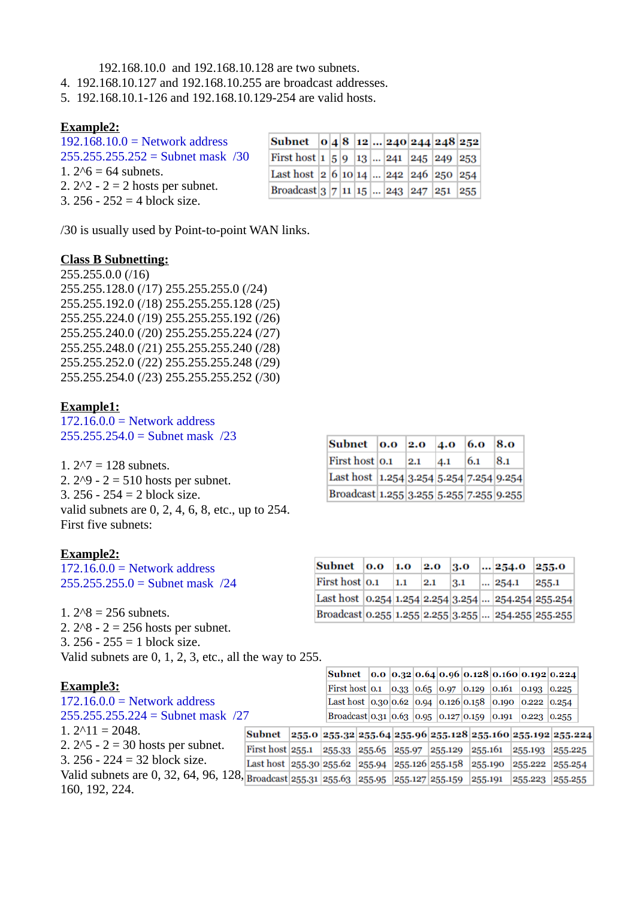192.168.10.0 and 192.168.10.128 are two subnets.

4. 192.168.10.127 and 192.168.10.255 are broadcast addresses.
5. 192.168.10.1-126 and 192.168.10.129-254 are valid hosts.

**Example2:**

192.168.10.0 = Network address
255.255.255.252 = Subnet mask /30

1. 2^6 = 64 subnets.
2. 2^2 - 2 = 2 hosts per subnet.
3. 256 - 252 = 4 block size.

| Subnet | 0 | 4 | 8 | 12 | ... | 240 | 244 | 248 | 252 |
|---|---|---|---|---|---|---|---|---|---|
| First host | 1 | 5 | 9 | 13 | ... | 241 | 245 | 249 | 253 |
| Last host | 2 | 6 | 10 | 14 | ... | 242 | 246 | 250 | 254 |
| Broadcast | 3 | 7 | 11 | 15 | ... | 243 | 247 | 251 | 255 |

/30 is usually used by Point-to-point WAN links.

**Class B Subnetting:**

255.255.0.0 (/16)
255.255.128.0 (/17) 255.255.255.0 (/24)
255.255.192.0 (/18) 255.255.255.128 (/25)
255.255.224.0 (/19) 255.255.255.192 (/26)
255.255.240.0 (/20) 255.255.255.224 (/27)
255.255.248.0 (/21) 255.255.255.240 (/28)
255.255.252.0 (/22) 255.255.255.248 (/29)
255.255.254.0 (/23) 255.255.255.252 (/30)

**Example1:**

172.16.0.0 = Network address
255.255.254.0 = Subnet mask /23

1. 2^7 = 128 subnets.
2. 2^9 - 2 = 510 hosts per subnet.
3. 256 - 254 = 2 block size.

valid subnets are 0, 2, 4, 6, 8, etc., up to 254.
First five subnets:

| Subnet | 0.0 | 2.0 | 4.0 | 6.0 | 8.0 |
|---|---|---|---|---|---|
| First host | 0.1 | 2.1 | 4.1 | 6.1 | 8.1 |
| Last host | 1.254 | 3.254 | 5.254 | 7.254 | 9.254 |
| Broadcast | 1.255 | 3.255 | 5.255 | 7.255 | 9.255 |

**Example2:**

172.16.0.0 = Network address
255.255.255.0 = Subnet mask /24

1. 2^8 = 256 subnets.
2. 2^8 - 2 = 256 hosts per subnet.
3. 256 - 255 = 1 block size.

Valid subnets are 0, 1, 2, 3, etc., all the way to 255.

| Subnet | 0.0 | 1.0 | 2.0 | 3.0 | ... | 254.0 | 255.0 |
|---|---|---|---|---|---|---|---|
| First host | 0.1 | 1.1 | 2.1 | 3.1 | ... | 254.1 | 255.1 |
| Last host | 0.254 | 1.254 | 2.254 | 3.254 | ... | 254.254 | 255.254 |
| Broadcast | 0.255 | 1.255 | 2.255 | 3.255 | ... | 254.255 | 255.255 |

**Example3:**

172.16.0.0 = Network address
255.255.255.224 = Subnet mask /27

1. 2^11 = 2048.
2. 2^5 - 2 = 30 hosts per subnet.
3. 256 - 224 = 32 block size.

Valid subnets are 0, 32, 64, 96, 128, 160, 192, 224.

| Subnet | 0.0 | 0.32 | 0.64 | 0.96 | 0.128 | 0.160 | 0.192 | 0.224 |
|---|---|---|---|---|---|---|---|---|
| First host | 0.1 | 0.33 | 0.65 | 0.97 | 0.129 | 0.161 | 0.193 | 0.225 |
| Last host | 0.30 | 0.62 | 0.94 | 0.126 | 0.158 | 0.190 | 0.222 | 0.254 |
| Broadcast | 0.31 | 0.63 | 0.95 | 0.127 | 0.159 | 0.191 | 0.223 | 0.255 |

| Subnet | 255.0 | 255.32 | 255.64 | 255.96 | 255.128 | 255.160 | 255.192 | 255.224 |
|---|---|---|---|---|---|---|---|---|
| First host | 255.1 | 255.33 | 255.65 | 255.97 | 255.129 | 255.161 | 255.193 | 255.225 |
| Last host | 255.30 | 255.62 | 255.94 | 255.126 | 255.158 | 255.190 | 255.222 | 255.254 |
| Broadcast | 255.31 | 255.63 | 255.95 | 255.127 | 255.159 | 255.191 | 255.223 | 255.255 |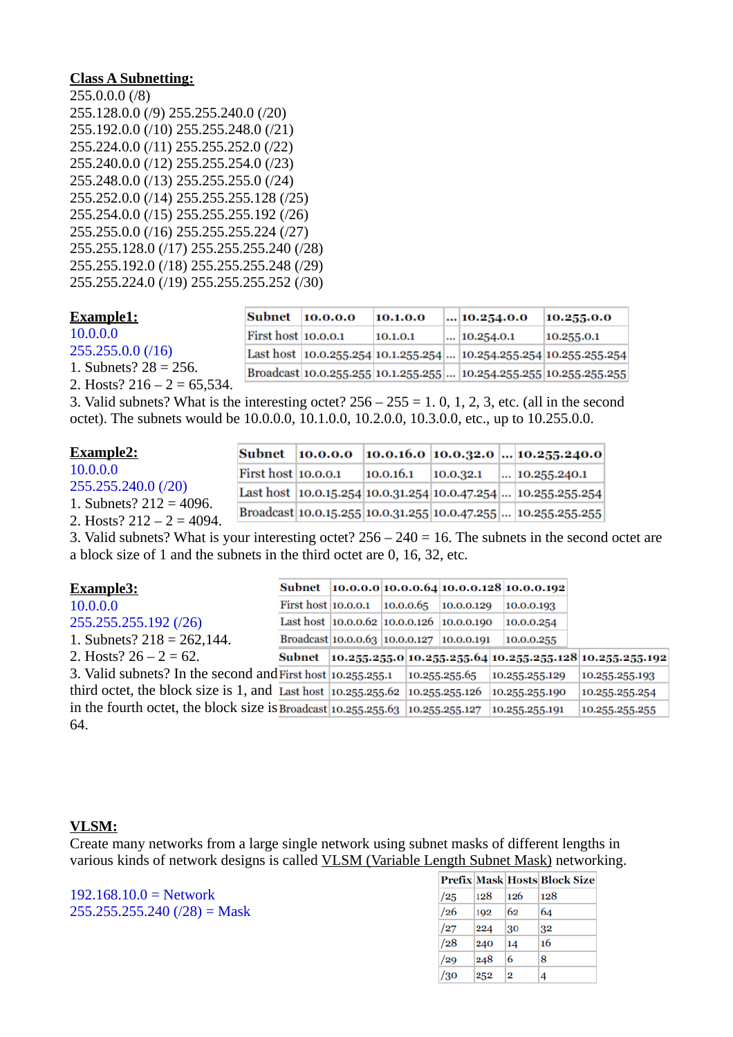**Class A Subnetting:**

255.0.0.0 (/8)
255.128.0.0 (/9) 255.255.240.0 (/20)
255.192.0.0 (/10) 255.255.248.0 (/21)
255.224.0.0 (/11) 255.255.252.0 (/22)
255.240.0.0 (/12) 255.255.254.0 (/23)
255.248.0.0 (/13) 255.255.255.0 (/24)
255.252.0.0 (/14) 255.255.255.128 (/25)
255.254.0.0 (/15) 255.255.255.192 (/26)
255.255.0.0 (/16) 255.255.255.224 (/27)
255.255.128.0 (/17) 255.255.255.240 (/28)
255.255.192.0 (/18) 255.255.255.248 (/29)
255.255.224.0 (/19) 255.255.255.252 (/30)

**Example1:**

10.0.0.0
255.255.0.0 (/16)
1. Subnets? 28 = 256.
2. Hosts? 216 – 2 = 65,534.

| Subnet | 10.0.0.0 | 10.1.0.0 | ... | 10.254.0.0 | 10.255.0.0 |
|---|---|---|---|---|---|
| First host | 10.0.0.1 | 10.1.0.1 | ... | 10.254.0.1 | 10.255.0.1 |
| Last host | 10.0.255.254 | 10.1.255.254 | ... | 10.254.255.254 | 10.255.255.254 |
| Broadcast | 10.0.255.255 | 10.1.255.255 | ... | 10.254.255.255 | 10.255.255.255 |

3. Valid subnets? What is the interesting octet? 256 – 255 = 1. 0, 1, 2, 3, etc. (all in the second octet). The subnets would be 10.0.0.0, 10.1.0.0, 10.2.0.0, 10.3.0.0, etc., up to 10.255.0.0.

**Example2:**

10.0.0.0
255.255.240.0 (/20)
1. Subnets? 212 = 4096.
2. Hosts? 212 – 2 = 4094.

| Subnet | 10.0.0.0 | 10.0.16.0 | 10.0.32.0 | ... | 10.255.240.0 |
|---|---|---|---|---|---|
| First host | 10.0.0.1 | 10.0.16.1 | 10.0.32.1 | ... | 10.255.240.1 |
| Last host | 10.0.15.254 | 10.0.31.254 | 10.0.47.254 | ... | 10.255.255.254 |
| Broadcast | 10.0.15.255 | 10.0.31.255 | 10.0.47.255 | ... | 10.255.255.255 |

3. Valid subnets? What is your interesting octet? 256 – 240 = 16. The subnets in the second octet are a block size of 1 and the subnets in the third octet are 0, 16, 32, etc.

**Example3:**

10.0.0.0
255.255.255.192 (/26)
1. Subnets? 218 = 262,144.
2. Hosts? 26 – 2 = 62.
3. Valid subnets? In the second and third octet, the block size is 1, and in the fourth octet, the block size is 64.

| Subnet | 10.0.0.0 | 10.0.0.64 | 10.0.0.128 | 10.0.0.192 |
|---|---|---|---|---|
| First host | 10.0.0.1 | 10.0.0.65 | 10.0.0.129 | 10.0.0.193 |
| Last host | 10.0.0.62 | 10.0.0.126 | 10.0.0.190 | 10.0.0.254 |
| Broadcast | 10.0.0.63 | 10.0.0.127 | 10.0.0.191 | 10.0.0.255 |

| Subnet | 10.255.255.0 | 10.255.255.64 | 10.255.255.128 | 10.255.255.192 |
|---|---|---|---|---|
| First host | 10.255.255.1 | 10.255.255.65 | 10.255.255.129 | 10.255.255.193 |
| Last host | 10.255.255.62 | 10.255.255.126 | 10.255.255.190 | 10.255.255.254 |
| Broadcast | 10.255.255.63 | 10.255.255.127 | 10.255.255.191 | 10.255.255.255 |

**VLSM:**

Create many networks from a large single network using subnet masks of different lengths in various kinds of network designs is called VLSM (Variable Length Subnet Mask) networking.

192.168.10.0 = Network
255.255.255.240 (/28) = Mask

| Prefix | Mask | Hosts | Block Size |
|---|---|---|---|
| /25 | 128 | 126 | 128 |
| /26 | 192 | 62 | 64 |
| /27 | 224 | 30 | 32 |
| /28 | 240 | 14 | 16 |
| /29 | 248 | 6 | 8 |
| /30 | 252 | 2 | 4 |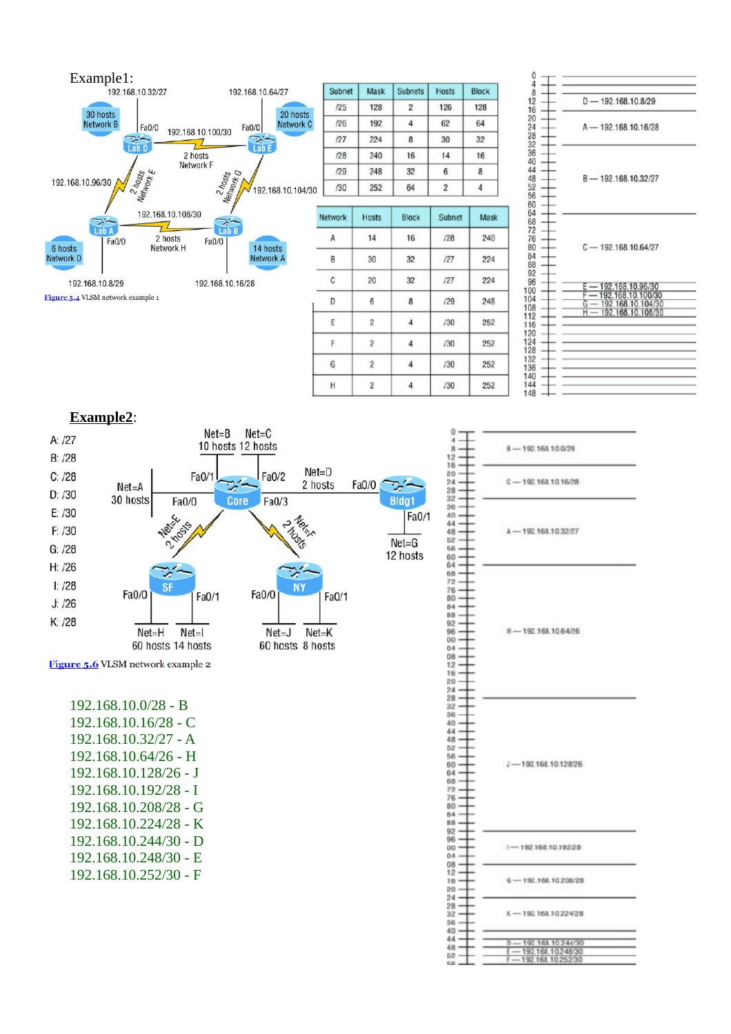Example1:

| Subnet | Mask | Subnets | Hosts | Block |
|---|---|---|---|---|
| /25 | 128 | 2 | 126 | 128 |
| /26 | 192 | 4 | 62 | 64 |
| /27 | 224 | 8 | 30 | 32 |
| /28 | 240 | 16 | 14 | 16 |
| /29 | 248 | 32 | 6 | 8 |
| /30 | 252 | 64 | 2 | 4 |

| Network | Hosts | Block | Subnet | Mask |
|---|---|---|---|---|
| A | 14 | 16 | /28 | 240 |
| B | 30 | 32 | /27 | 224 |
| C | 20 | 32 | /27 | 224 |
| D | 6 | 8 | /29 | 248 |
| E | 2 | 4 | /30 | 252 |
| F | 2 | 4 | /30 | 252 |
| G | 2 | 4 | /30 | 252 |
| H | 2 | 4 | /30 | 252 |

D — 192.168.10.8/29
A — 192.168.10.16/28
B — 192.168.10.32/27
C — 192.168.10.64/27
E — 192.168.10.96/30
F — 192.168.10.100/30
G — 192.168.10.104/30
H — 192.168.10.108/30

Figure 5.4 VLSM network example 1

**Example2**:

A: /27
B: /28
C: /28
D: /30
E: /30
F: /30
G: /28
H: /26
I: /28
J: /26
K: /28

Figure 5.6 VLSM network example 2

192.168.10.0/28 - B
192.168.10.16/28 - C
192.168.10.32/27 - A
192.168.10.64/26 - H
192.168.10.128/26 - J
192.168.10.192/28 - I
192.168.10.208/28 - G
192.168.10.224/28 - K
192.168.10.244/30 - D
192.168.10.248/30 - E
192.168.10.252/30 - F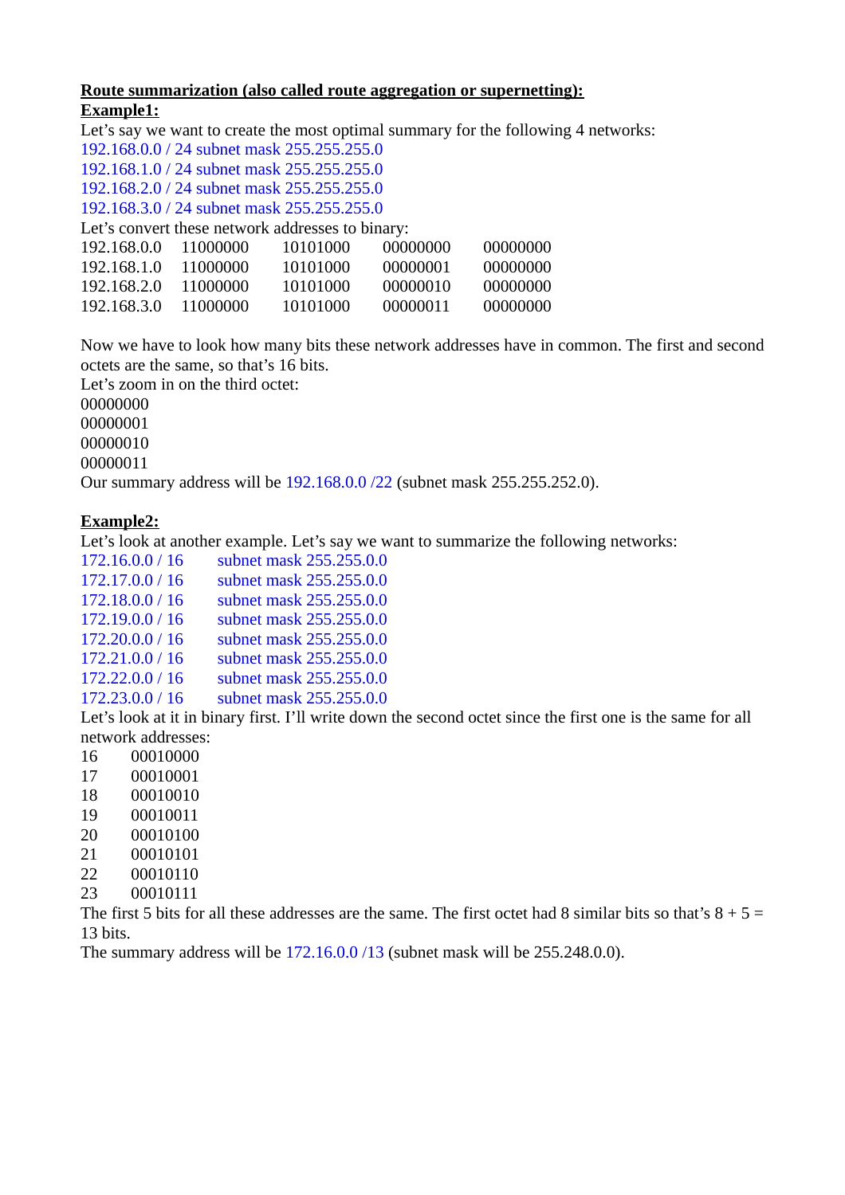**Route summarization (also called route aggregation or supernetting):**

**Example1:**

Let's say we want to create the most optimal summary for the following 4 networks:

192.168.0.0 / 24 subnet mask 255.255.255.0
192.168.1.0 / 24 subnet mask 255.255.255.0
192.168.2.0 / 24 subnet mask 255.255.255.0
192.168.3.0 / 24 subnet mask 255.255.255.0

Let's convert these network addresses to binary:

| | | | | |
|---|---|---|---|---|
| 192.168.0.0 | 11000000 | 10101000 | 00000000 | 00000000 |
| 192.168.1.0 | 11000000 | 10101000 | 00000001 | 00000000 |
| 192.168.2.0 | 11000000 | 10101000 | 00000010 | 00000000 |
| 192.168.3.0 | 11000000 | 10101000 | 00000011 | 00000000 |

Now we have to look how many bits these network addresses have in common. The first and second octets are the same, so that's 16 bits.

Let's zoom in on the third octet:

00000000
00000001
00000010
00000011

Our summary address will be 192.168.0.0 /22 (subnet mask 255.255.252.0).

**Example2:**

Let's look at another example. Let's say we want to summarize the following networks:

172.16.0.0 / 16 subnet mask 255.255.0.0
172.17.0.0 / 16 subnet mask 255.255.0.0
172.18.0.0 / 16 subnet mask 255.255.0.0
172.19.0.0 / 16 subnet mask 255.255.0.0
172.20.0.0 / 16 subnet mask 255.255.0.0
172.21.0.0 / 16 subnet mask 255.255.0.0
172.22.0.0 / 16 subnet mask 255.255.0.0
172.23.0.0 / 16 subnet mask 255.255.0.0

Let's look at it in binary first. I'll write down the second octet since the first one is the same for all network addresses:

| | |
|---|---|
| 16 | 00010000 |
| 17 | 00010001 |
| 18 | 00010010 |
| 19 | 00010011 |
| 20 | 00010100 |
| 21 | 00010101 |
| 22 | 00010110 |
| 23 | 00010111 |

The first 5 bits for all these addresses are the same. The first octet had 8 similar bits so that's 8 + 5 = 13 bits.

The summary address will be 172.16.0.0 /13 (subnet mask will be 255.248.0.0).